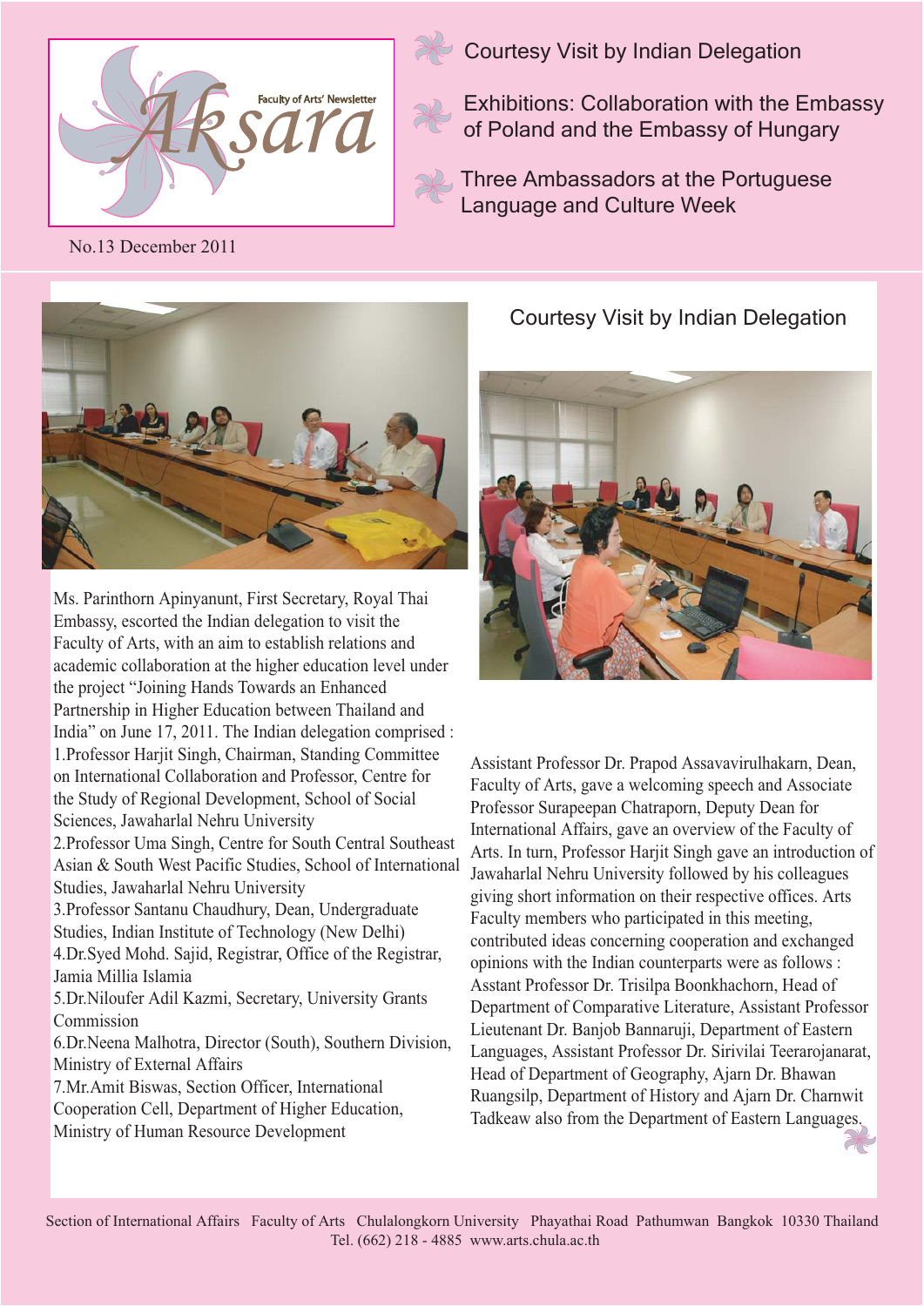Aksara

Faculty of Arts' Newsletter

No.13 December 2011

- Courtesy Visit by Indian Delegation
- Exhibitions: Collaboration with the Embassy of Poland and the Embassy of Hungary
- Three Ambassadors at the Portuguese Language and Culture Week

## Courtesy Visit by Indian Delegation

Ms. Parinthorn Apinyanunt, First Secretary, Royal Thai Embassy, escorted the Indian delegation to visit the Faculty of Arts, with an aim to establish relations and academic collaboration at the higher education level under the project "Joining Hands Towards an Enhanced Partnership in Higher Education between Thailand and India" on June 17, 2011. The Indian delegation comprised :

1. Professor Harjit Singh, Chairman, Standing Committee on International Collaboration and Professor, Centre for the Study of Regional Development, School of Social Sciences, Jawaharlal Nehru University
2. Professor Uma Singh, Centre for South Central Southeast Asian & South West Pacific Studies, School of International Studies, Jawaharlal Nehru University
3. Professor Santanu Chaudhury, Dean, Undergraduate Studies, Indian Institute of Technology (New Delhi)
4. Dr.Syed Mohd. Sajid, Registrar, Office of the Registrar, Jamia Millia Islamia
5. Dr.Niloufer Adil Kazmi, Secretary, University Grants Commission
6. Dr.Neena Malhotra, Director (South), Southern Division, Ministry of External Affairs
7. Mr.Amit Biswas, Section Officer, International Cooperation Cell, Department of Higher Education, Ministry of Human Resource Development

Assistant Professor Dr. Prapod Assavavirulhakarn, Dean, Faculty of Arts, gave a welcoming speech and Associate Professor Surapeepan Chatraporn, Deputy Dean for International Affairs, gave an overview of the Faculty of Arts. In turn, Professor Harjit Singh gave an introduction of Jawaharlal Nehru University followed by his colleagues giving short information on their respective offices. Arts Faculty members who participated in this meeting, contributed ideas concerning cooperation and exchanged opinions with the Indian counterparts were as follows : Asstant Professor Dr. Trisilpa Boonkhachorn, Head of Department of Comparative Literature, Assistant Professor Lieutenant Dr. Banjob Bannaruji, Department of Eastern Languages, Assistant Professor Dr. Sirivilai Teerarojanarat, Head of Department of Geography, Ajarn Dr. Bhawan Ruangsilp, Department of History and Ajarn Dr. Charnwit Tadkeaw also from the Department of Eastern Languages.

Section of International Affairs Faculty of Arts Chulalongkorn University Phayathai Road Pathumwan Bangkok 10330 Thailand
Tel. (662) 218 - 4885 www.arts.chula.ac.th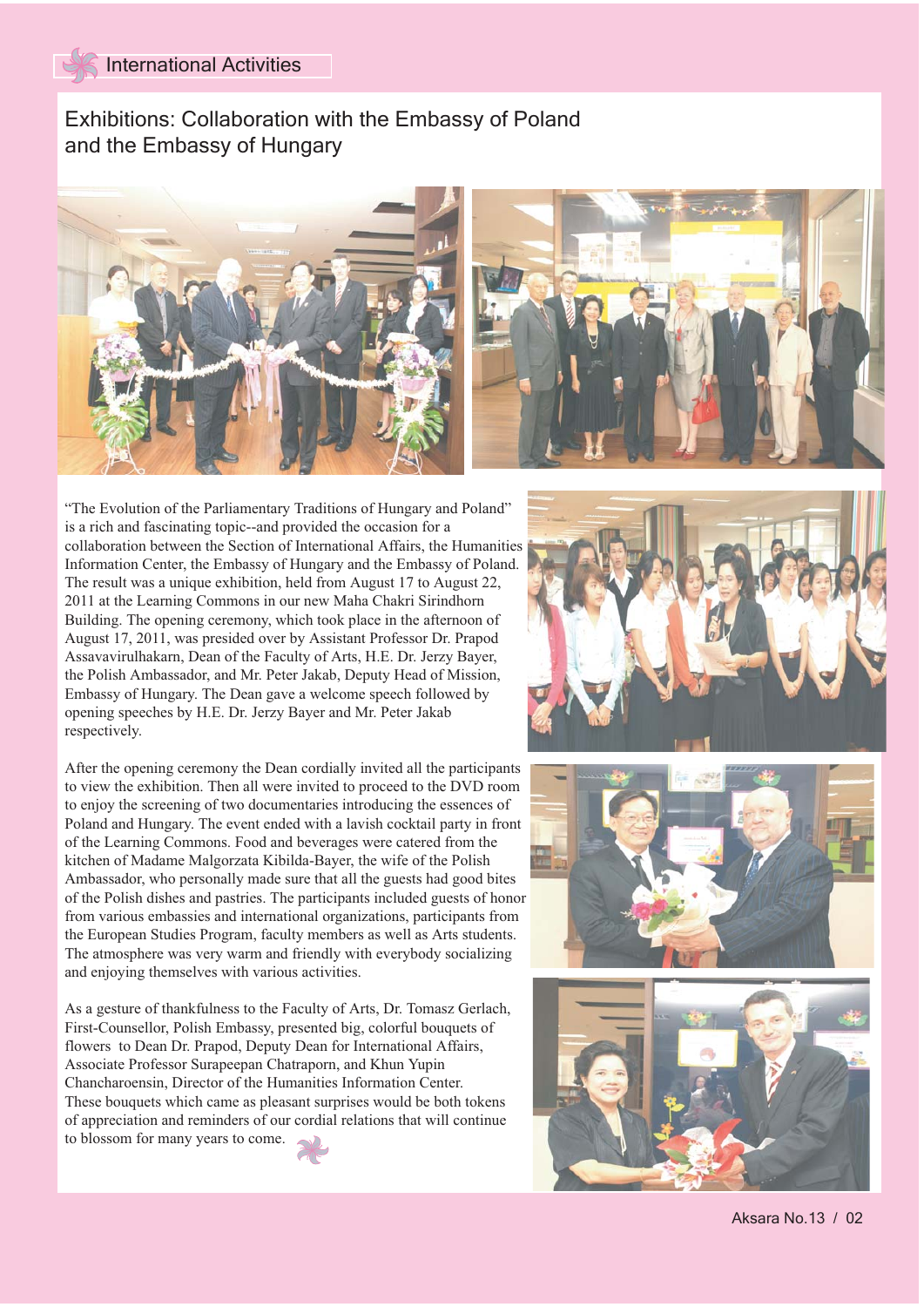## International Activities

# Exhibitions: Collaboration with the Embassy of Poland and the Embassy of Hungary

"The Evolution of the Parliamentary Traditions of Hungary and Poland" is a rich and fascinating topic--and provided the occasion for a collaboration between the Section of International Affairs, the Humanities Information Center, the Embassy of Hungary and the Embassy of Poland. The result was a unique exhibition, held from August 17 to August 22, 2011 at the Learning Commons in our new Maha Chakri Sirindhorn Building. The opening ceremony, which took place in the afternoon of August 17, 2011, was presided over by Assistant Professor Dr. Prapod Assavavirulhakarn, Dean of the Faculty of Arts, H.E. Dr. Jerzy Bayer, the Polish Ambassador, and Mr. Peter Jakab, Deputy Head of Mission, Embassy of Hungary. The Dean gave a welcome speech followed by opening speeches by H.E. Dr. Jerzy Bayer and Mr. Peter Jakab respectively.

After the opening ceremony the Dean cordially invited all the participants to view the exhibition. Then all were invited to proceed to the DVD room to enjoy the screening of two documentaries introducing the essences of Poland and Hungary. The event ended with a lavish cocktail party in front of the Learning Commons. Food and beverages were catered from the kitchen of Madame Malgorzata Kibilda-Bayer, the wife of the Polish Ambassador, who personally made sure that all the guests had good bites of the Polish dishes and pastries. The participants included guests of honor from various embassies and international organizations, participants from the European Studies Program, faculty members as well as Arts students. The atmosphere was very warm and friendly with everybody socializing and enjoying themselves with various activities.

As a gesture of thankfulness to the Faculty of Arts, Dr. Tomasz Gerlach, First-Counsellor, Polish Embassy, presented big, colorful bouquets of flowers to Dean Dr. Prapod, Deputy Dean for International Affairs, Associate Professor Surapeepan Chatraporn, and Khun Yupin Chancharoensin, Director of the Humanities Information Center. These bouquets which came as pleasant surprises would be both tokens of appreciation and reminders of our cordial relations that will continue to blossom for many years to come.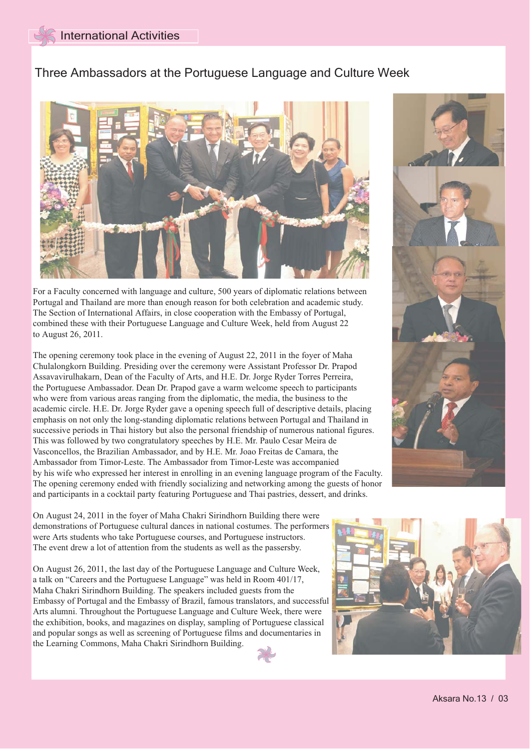International Activities

## Three Ambassadors at the Portuguese Language and Culture Week

For a Faculty concerned with language and culture, 500 years of diplomatic relations between Portugal and Thailand are more than enough reason for both celebration and academic study. The Section of International Affairs, in close cooperation with the Embassy of Portugal, combined these with their Portuguese Language and Culture Week, held from August 22 to August 26, 2011.

The opening ceremony took place in the evening of August 22, 2011 in the foyer of Maha Chulalongkorn Building. Presiding over the ceremony were Assistant Professor Dr. Prapod Assavavirulhakarn, Dean of the Faculty of Arts, and H.E. Dr. Jorge Ryder Torres Perreira, the Portuguese Ambassador. Dean Dr. Prapod gave a warm welcome speech to participants who were from various areas ranging from the diplomatic, the media, the business to the academic circle. H.E. Dr. Jorge Ryder gave a opening speech full of descriptive details, placing emphasis on not only the long-standing diplomatic relations between Portugal and Thailand in successive periods in Thai history but also the personal friendship of numerous national figures. This was followed by two congratulatory speeches by H.E. Mr. Paulo Cesar Meira de Vasconcellos, the Brazilian Ambassador, and by H.E. Mr. Joao Freitas de Camara, the Ambassador from Timor-Leste. The Ambassador from Timor-Leste was accompanied by his wife who expressed her interest in enrolling in an evening language program of the Faculty. The opening ceremony ended with friendly socializing and networking among the guests of honor and participants in a cocktail party featuring Portuguese and Thai pastries, dessert, and drinks.

On August 24, 2011 in the foyer of Maha Chakri Sirindhorn Building there were demonstrations of Portuguese cultural dances in national costumes. The performers were Arts students who take Portuguese courses, and Portuguese instructors. The event drew a lot of attention from the students as well as the passersby.

On August 26, 2011, the last day of the Portuguese Language and Culture Week, a talk on "Careers and the Portuguese Language" was held in Room 401/17, Maha Chakri Sirindhorn Building. The speakers included guests from the Embassy of Portugal and the Embassy of Brazil, famous translators, and successful Arts alumni. Throughout the Portuguese Language and Culture Week, there were the exhibition, books, and magazines on display, sampling of Portuguese classical and popular songs as well as screening of Portuguese films and documentaries in the Learning Commons, Maha Chakri Sirindhorn Building.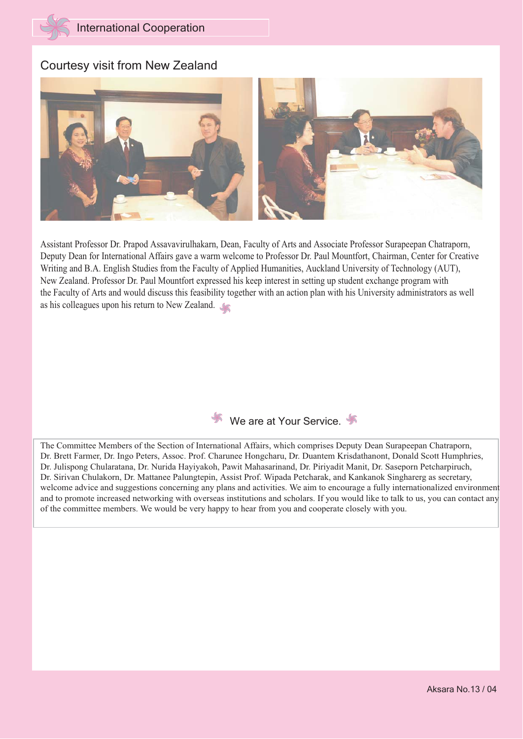## International Cooperation

### Courtesy visit from New Zealand

Assistant Professor Dr. Prapod Assavavirulhakarn, Dean, Faculty of Arts and Associate Professor Surapeepan Chatraporn, Deputy Dean for International Affairs gave a warm welcome to Professor Dr. Paul Mountfort, Chairman, Center for Creative Writing and B.A. English Studies from the Faculty of Applied Humanities, Auckland University of Technology (AUT), New Zealand. Professor Dr. Paul Mountfort expressed his keep interest in setting up student exchange program with the Faculty of Arts and would discuss this feasibility together with an action plan with his University administrators as well as his colleagues upon his return to New Zealand.

### We are at Your Service.

The Committee Members of the Section of International Affairs, which comprises Deputy Dean Surapeepan Chatraporn, Dr. Brett Farmer, Dr. Ingo Peters, Assoc. Prof. Charunee Hongcharu, Dr. Duantem Krisdathanont, Donald Scott Humphries, Dr. Julispong Chularatana, Dr. Nurida Hayiyakoh, Pawit Mahasarinand, Dr. Piriyadit Manit, Dr. Saseporn Petcharpiruch, Dr. Sirivan Chulakorn, Dr. Mattanee Palungtepin, Assist Prof. Wipada Petcharak, and Kankanok Singharerg as secretary, welcome advice and suggestions concerning any plans and activities. We aim to encourage a fully internationalized environment and to promote increased networking with overseas institutions and scholars. If you would like to talk to us, you can contact any of the committee members. We would be very happy to hear from you and cooperate closely with you.